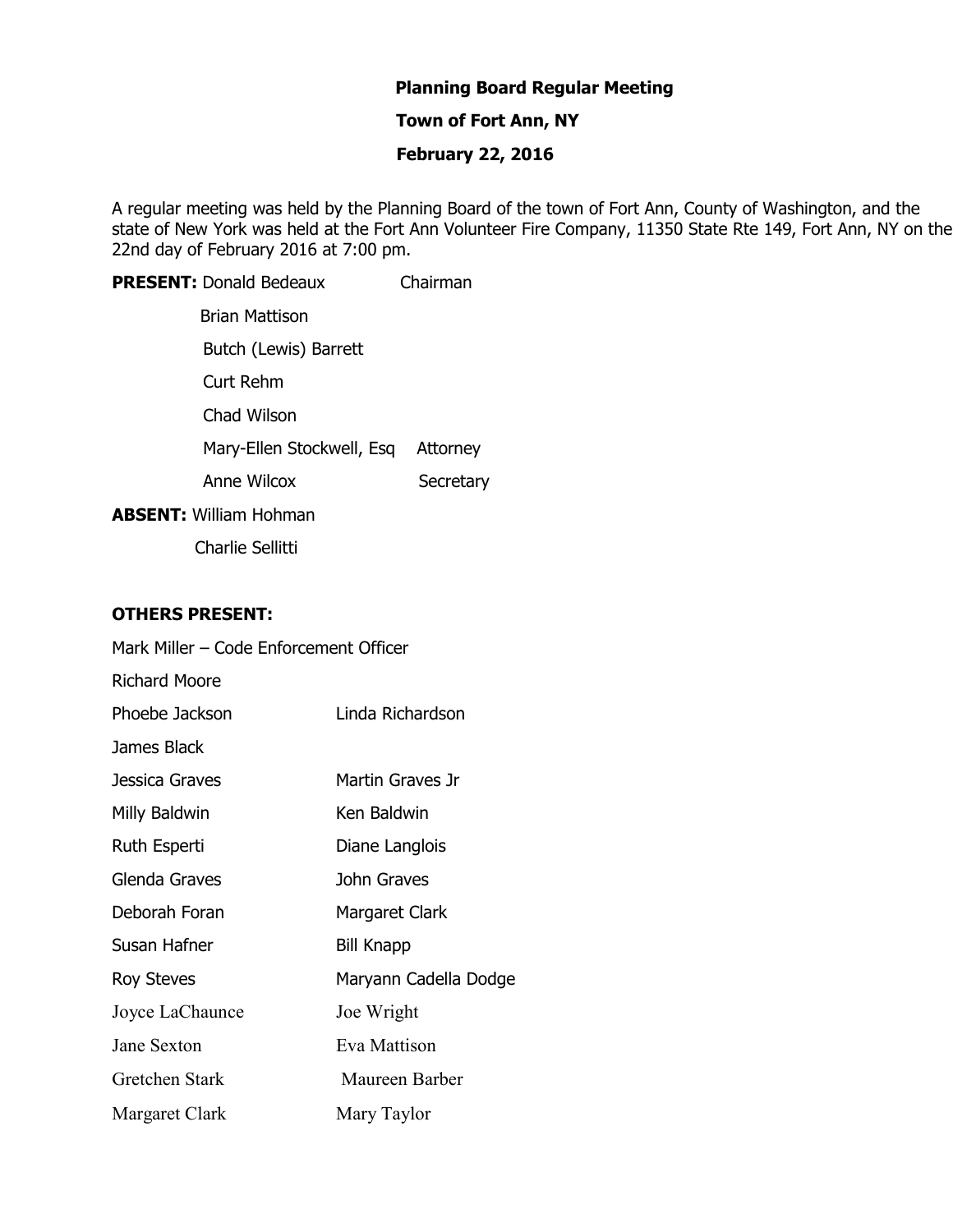**Planning Board Regular Meeting**

**Town of Fort Ann, NY**

**February 22, 2016**

A regular meeting was held by the Planning Board of the town of Fort Ann, County of Washington, and the state of New York was held at the Fort Ann Volunteer Fire Company, 11350 State Rte 149, Fort Ann, NY on the 22nd day of February 2016 at 7:00 pm.

**PRESENT:** Donald Bedeaux Chairman

Brian Mattison

Butch (Lewis) Barrett

Curt Rehm

Chad Wilson

Mary-Ellen Stockwell, Esq Attorney

Anne Wilcox Secretary

**ABSENT:** William Hohman

Charlie Sellitti

**OTHERS PRESENT:**

Mark Miller – Code Enforcement Officer

Richard Moore

Phoebe Jackson Linda Richardson

James Black

Jessica Graves Martin Graves Jr

Milly Baldwin Ken Baldwin

Ruth Esperti Diane Langlois

Glenda Graves John Graves

Deborah Foran Margaret Clark

Susan Hafner Bill Knapp

Roy Steves Maryann Cadella Dodge

Joyce LaChaunce Joe Wright

Jane Sexton Eva Mattison

Gretchen Stark Maureen Barber

Margaret Clark Mary Taylor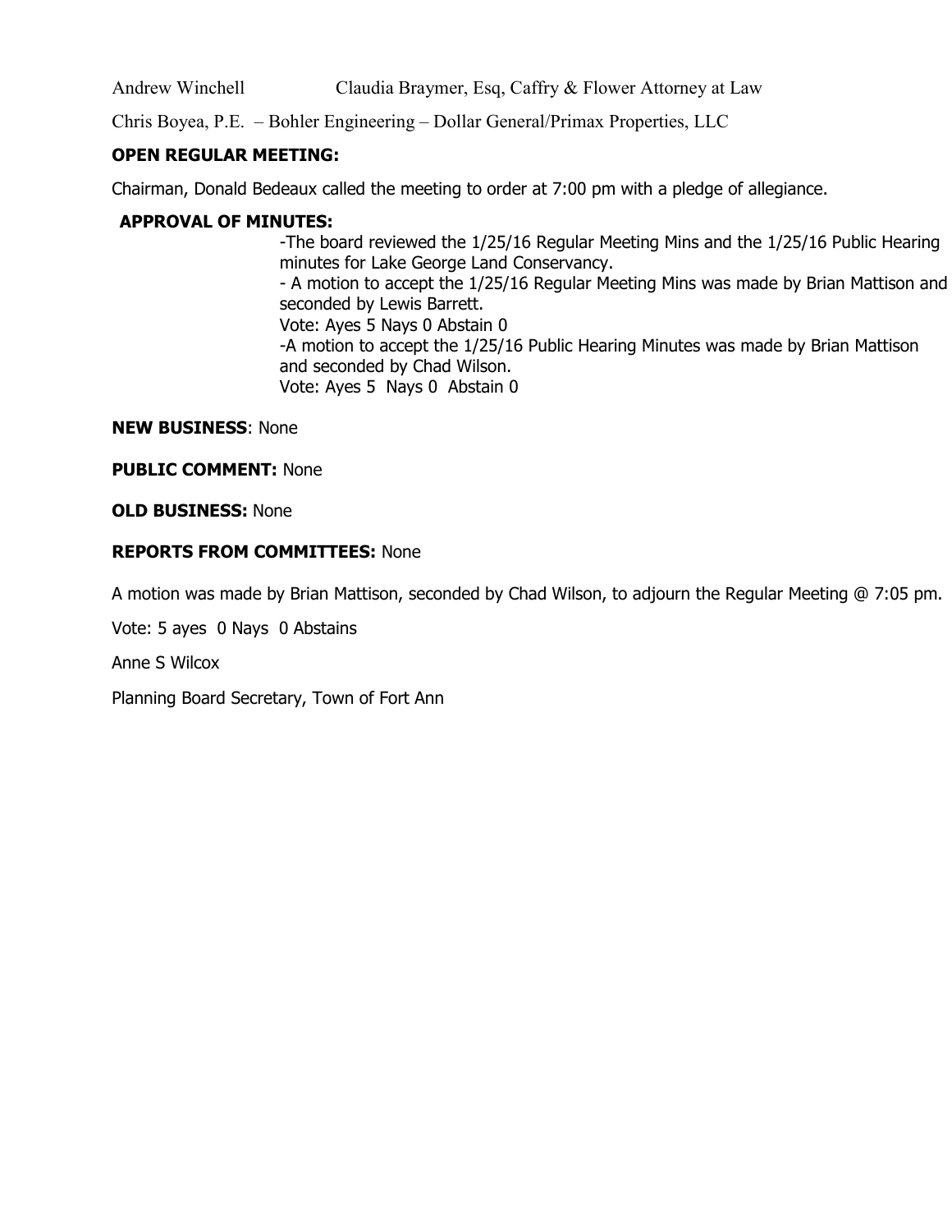Andrew Winchell Claudia Braymer, Esq, Caffry & Flower Attorney at Law

Chris Boyea, P.E. – Bohler Engineering – Dollar General/Primax Properties, LLC

**OPEN REGULAR MEETING:**

Chairman, Donald Bedeaux called the meeting to order at 7:00 pm with a pledge of allegiance.

**APPROVAL OF MINUTES:**

-The board reviewed the 1/25/16 Regular Meeting Mins and the 1/25/16 Public Hearing minutes for Lake George Land Conservancy.
- A motion to accept the 1/25/16 Regular Meeting Mins was made by Brian Mattison and seconded by Lewis Barrett.
Vote: Ayes 5 Nays 0 Abstain 0
-A motion to accept the 1/25/16 Public Hearing Minutes was made by Brian Mattison and seconded by Chad Wilson.
Vote: Ayes 5 Nays 0 Abstain 0

**NEW BUSINESS**: None

**PUBLIC COMMENT:** None

**OLD BUSINESS:** None

**REPORTS FROM COMMITTEES:** None

A motion was made by Brian Mattison, seconded by Chad Wilson, to adjourn the Regular Meeting @ 7:05 pm.

Vote: 5 ayes 0 Nays 0 Abstains

Anne S Wilcox

Planning Board Secretary, Town of Fort Ann